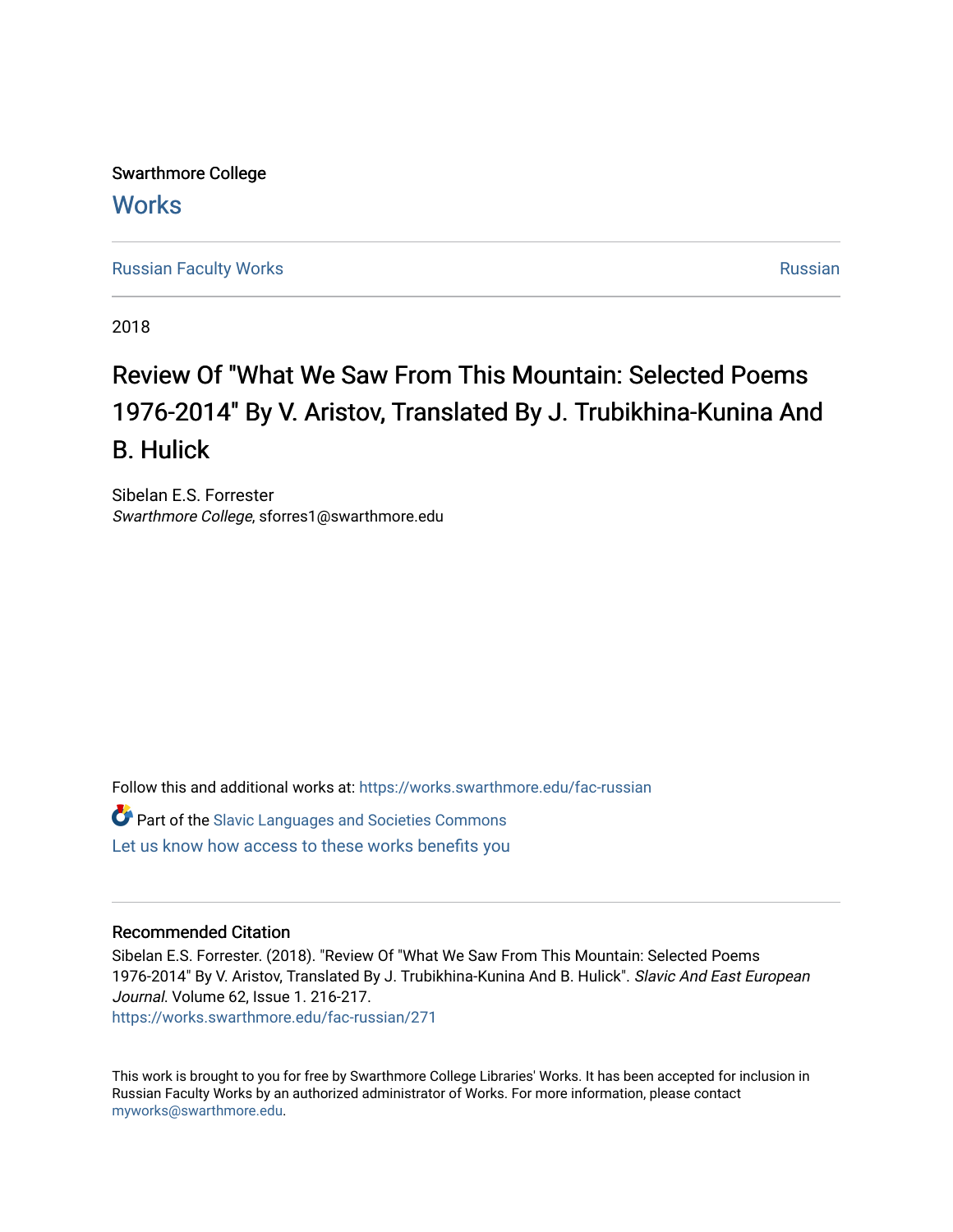Swarthmore College

# Works

Russian Faculty Works Russian

2018

# Review Of "What We Saw From This Mountain: Selected Poems 1976-2014" By V. Aristov, Translated By J. Trubikhina-Kunina And B. Hulick

Sibelan E.S. Forrester
*Swarthmore College*, sforres1@swarthmore.edu

Follow this and additional works at: https://works.swarthmore.edu/fac-russian

Part of the Slavic Languages and Societies Commons

Let us know how access to these works benefits you

## Recommended Citation

Sibelan E.S. Forrester. (2018). "Review Of "What We Saw From This Mountain: Selected Poems 1976-2014" By V. Aristov, Translated By J. Trubikhina-Kunina And B. Hulick". *Slavic And East European Journal*. Volume 62, Issue 1. 216-217.
https://works.swarthmore.edu/fac-russian/271

This work is brought to you for free by Swarthmore College Libraries' Works. It has been accepted for inclusion in Russian Faculty Works by an authorized administrator of Works. For more information, please contact myworks@swarthmore.edu.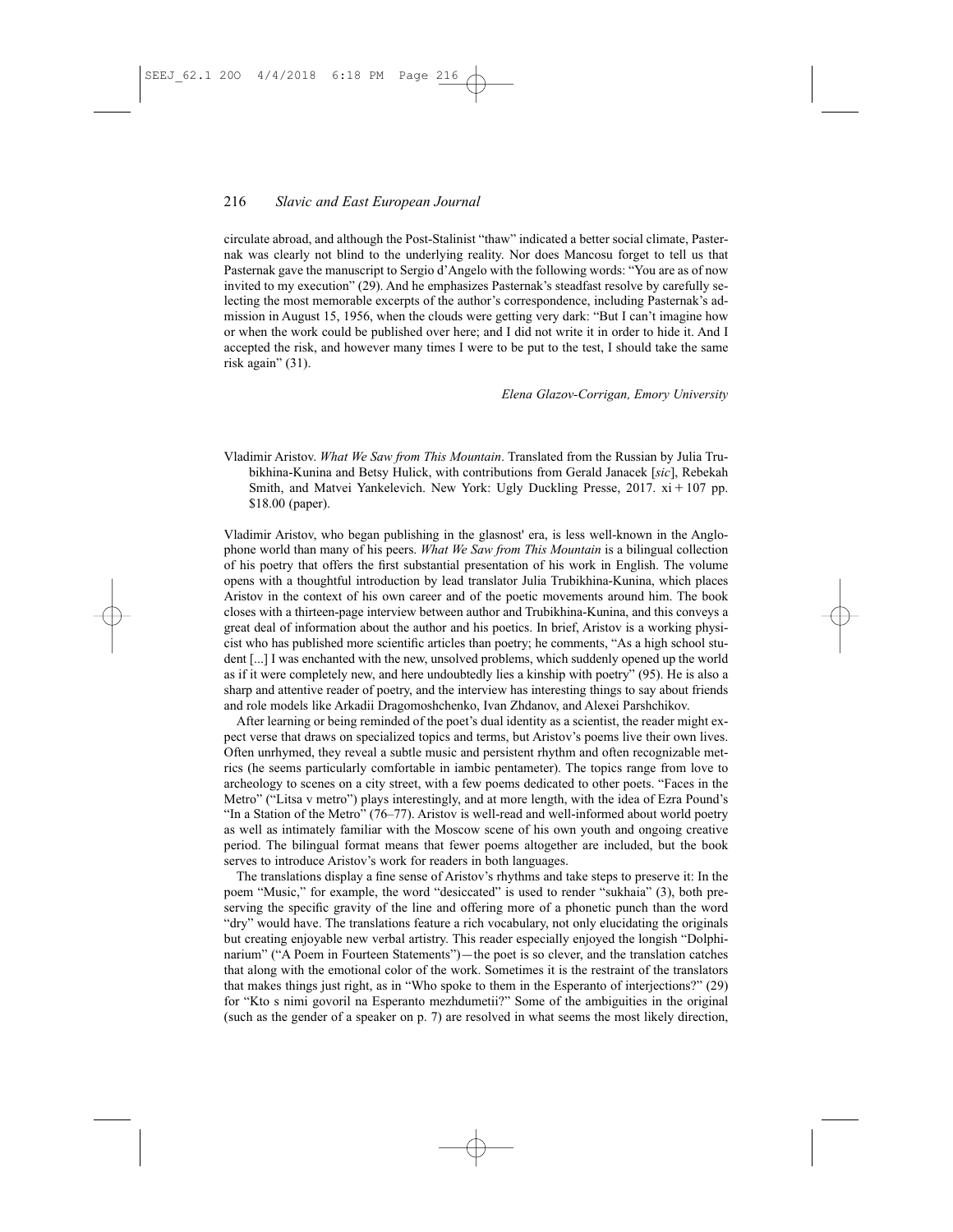circulate abroad, and although the Post-Stalinist "thaw" indicated a better social climate, Pasternak was clearly not blind to the underlying reality. Nor does Mancosu forget to tell us that Pasternak gave the manuscript to Sergio d'Angelo with the following words: "You are as of now invited to my execution" (29). And he emphasizes Pasternak's steadfast resolve by carefully selecting the most memorable excerpts of the author's correspondence, including Pasternak's admission in August 15, 1956, when the clouds were getting very dark: "But I can't imagine how or when the work could be published over here; and I did not write it in order to hide it. And I accepted the risk, and however many times I were to be put to the test, I should take the same risk again" (31).

*Elena Glazov-Corrigan, Emory University*

Vladimir Aristov. *What We Saw from This Mountain*. Translated from the Russian by Julia Trubikhina-Kunina and Betsy Hulick, with contributions from Gerald Janacek [*sic*], Rebekah Smith, and Matvei Yankelevich. New York: Ugly Duckling Presse, 2017. xi + 107 pp. $18.00 (paper).

Vladimir Aristov, who began publishing in the glasnost' era, is less well-known in the Anglophone world than many of his peers. *What We Saw from This Mountain* is a bilingual collection of his poetry that offers the first substantial presentation of his work in English. The volume opens with a thoughtful introduction by lead translator Julia Trubikhina-Kunina, which places Aristov in the context of his own career and of the poetic movements around him. The book closes with a thirteen-page interview between author and Trubikhina-Kunina, and this conveys a great deal of information about the author and his poetics. In brief, Aristov is a working physicist who has published more scientific articles than poetry; he comments, "As a high school student [...] I was enchanted with the new, unsolved problems, which suddenly opened up the world as if it were completely new, and here undoubtedly lies a kinship with poetry" (95). He is also a sharp and attentive reader of poetry, and the interview has interesting things to say about friends and role models like Arkadii Dragomoshchenko, Ivan Zhdanov, and Alexei Parshchikov.

After learning or being reminded of the poet's dual identity as a scientist, the reader might expect verse that draws on specialized topics and terms, but Aristov's poems live their own lives. Often unrhymed, they reveal a subtle music and persistent rhythm and often recognizable metrics (he seems particularly comfortable in iambic pentameter). The topics range from love to archeology to scenes on a city street, with a few poems dedicated to other poets. "Faces in the Metro" ("Litsa v metro") plays interestingly, and at more length, with the idea of Ezra Pound's "In a Station of the Metro" (76–77). Aristov is well-read and well-informed about world poetry as well as intimately familiar with the Moscow scene of his own youth and ongoing creative period. The bilingual format means that fewer poems altogether are included, but the book serves to introduce Aristov's work for readers in both languages.

The translations display a fine sense of Aristov's rhythms and take steps to preserve it: In the poem "Music," for example, the word "desiccated" is used to render "sukhaia" (3), both preserving the specific gravity of the line and offering more of a phonetic punch than the word "dry" would have. The translations feature a rich vocabulary, not only elucidating the originals but creating enjoyable new verbal artistry. This reader especially enjoyed the longish "Dolphinarium" ("A Poem in Fourteen Statements")—the poet is so clever, and the translation catches that along with the emotional color of the work. Sometimes it is the restraint of the translators that makes things just right, as in "Who spoke to them in the Esperanto of interjections?" (29) for "Kto s nimi govoril na Esperanto mezhdumetii?" Some of the ambiguities in the original (such as the gender of a speaker on p. 7) are resolved in what seems the most likely direction,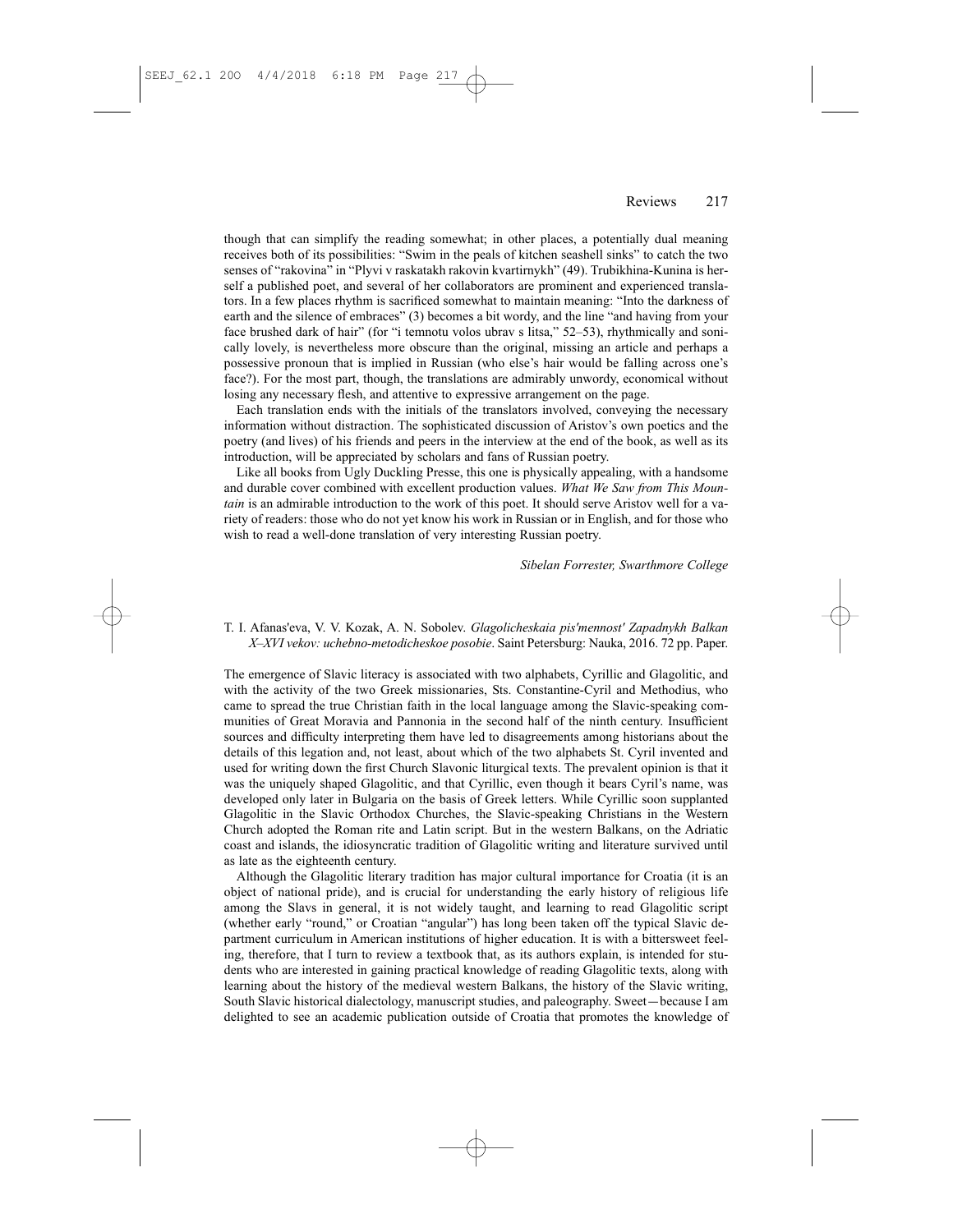though that can simplify the reading somewhat; in other places, a potentially dual meaning receives both of its possibilities: "Swim in the peals of kitchen seashell sinks" to catch the two senses of "rakovina" in "Plyvi v raskatakh rakovin kvartirnykh" (49). Trubikhina-Kunina is herself a published poet, and several of her collaborators are prominent and experienced translators. In a few places rhythm is sacrificed somewhat to maintain meaning: "Into the darkness of earth and the silence of embraces" (3) becomes a bit wordy, and the line "and having from your face brushed dark of hair" (for "i temnotu volos ubrav s litsa," 52–53), rhythmically and sonically lovely, is nevertheless more obscure than the original, missing an article and perhaps a possessive pronoun that is implied in Russian (who else's hair would be falling across one's face?). For the most part, though, the translations are admirably unwordy, economical without losing any necessary flesh, and attentive to expressive arrangement on the page.

Each translation ends with the initials of the translators involved, conveying the necessary information without distraction. The sophisticated discussion of Aristov's own poetics and the poetry (and lives) of his friends and peers in the interview at the end of the book, as well as its introduction, will be appreciated by scholars and fans of Russian poetry.

Like all books from Ugly Duckling Presse, this one is physically appealing, with a handsome and durable cover combined with excellent production values. *What We Saw from This Mountain* is an admirable introduction to the work of this poet. It should serve Aristov well for a variety of readers: those who do not yet know his work in Russian or in English, and for those who wish to read a well-done translation of very interesting Russian poetry.

*Sibelan Forrester, Swarthmore College*

T. I. Afanas'eva, V. V. Kozak, A. N. Sobolev. *Glagolicheskaia pis'mennost' Zapadnykh Balkan X–XVI vekov: uchebno-metodicheskoe posobie*. Saint Petersburg: Nauka, 2016. 72 pp. Paper.

The emergence of Slavic literacy is associated with two alphabets, Cyrillic and Glagolitic, and with the activity of the two Greek missionaries, Sts. Constantine-Cyril and Methodius, who came to spread the true Christian faith in the local language among the Slavic-speaking communities of Great Moravia and Pannonia in the second half of the ninth century. Insufficient sources and difficulty interpreting them have led to disagreements among historians about the details of this legation and, not least, about which of the two alphabets St. Cyril invented and used for writing down the first Church Slavonic liturgical texts. The prevalent opinion is that it was the uniquely shaped Glagolitic, and that Cyrillic, even though it bears Cyril's name, was developed only later in Bulgaria on the basis of Greek letters. While Cyrillic soon supplanted Glagolitic in the Slavic Orthodox Churches, the Slavic-speaking Christians in the Western Church adopted the Roman rite and Latin script. But in the western Balkans, on the Adriatic coast and islands, the idiosyncratic tradition of Glagolitic writing and literature survived until as late as the eighteenth century.

Although the Glagolitic literary tradition has major cultural importance for Croatia (it is an object of national pride), and is crucial for understanding the early history of religious life among the Slavs in general, it is not widely taught, and learning to read Glagolitic script (whether early "round," or Croatian "angular") has long been taken off the typical Slavic department curriculum in American institutions of higher education. It is with a bittersweet feeling, therefore, that I turn to review a textbook that, as its authors explain, is intended for students who are interested in gaining practical knowledge of reading Glagolitic texts, along with learning about the history of the medieval western Balkans, the history of the Slavic writing, South Slavic historical dialectology, manuscript studies, and paleography. Sweet—because I am delighted to see an academic publication outside of Croatia that promotes the knowledge of